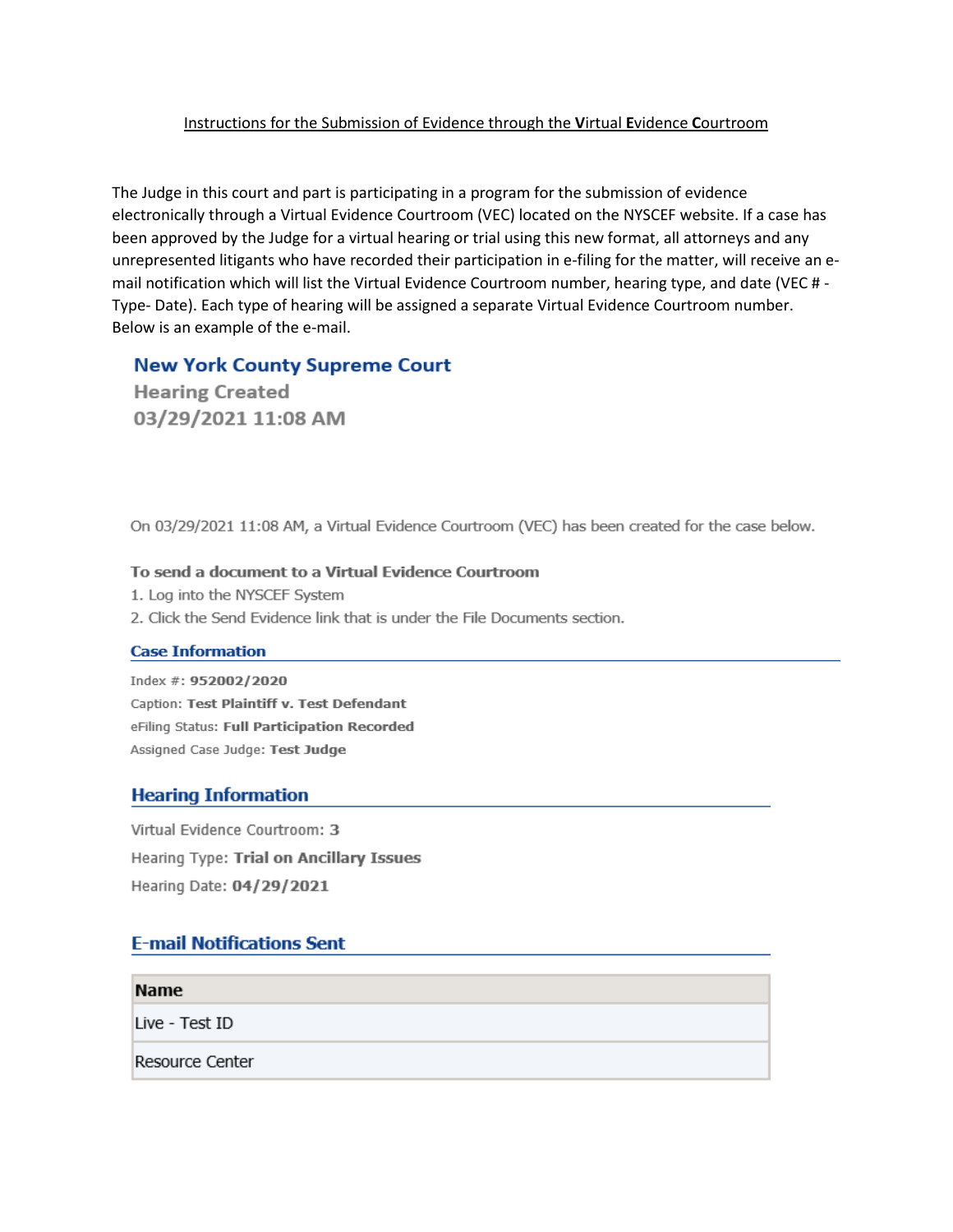<u>Instructions for the Submission of Evidence through the **V**irtual **E**vidence **C**ourtroom</u>

The Judge in this court and part is participating in a program for the submission of evidence electronically through a Virtual Evidence Courtroom (VEC) located on the NYSCEF website. If a case has been approved by the Judge for a virtual hearing or trial using this new format, all attorneys and any unrepresented litigants who have recorded their participation in e-filing for the matter, will receive an e-mail notification which will list the Virtual Evidence Courtroom number, hearing type, and date (VEC # - Type- Date). Each type of hearing will be assigned a separate Virtual Evidence Courtroom number. Below is an example of the e-mail.

## New York County Supreme Court

### Hearing Created

### 03/29/2021 11:08 AM

On 03/29/2021 11:08 AM, a Virtual Evidence Courtroom (VEC) has been created for the case below.

**To send a document to a Virtual Evidence Courtroom**

1. Log into the NYSCEF System
2. Click the Send Evidence link that is under the File Documents section.

### Case Information

Index #: **952002/2020**

Caption: **Test Plaintiff v. Test Defendant**

eFiling Status: **Full Participation Recorded**

Assigned Case Judge: **Test Judge**

### Hearing Information

Virtual Evidence Courtroom: **3**

Hearing Type: **Trial on Ancillary Issues**

Hearing Date: **04/29/2021**

### E-mail Notifications Sent

| Name |
| --- |
| Live - Test ID |
| Resource Center |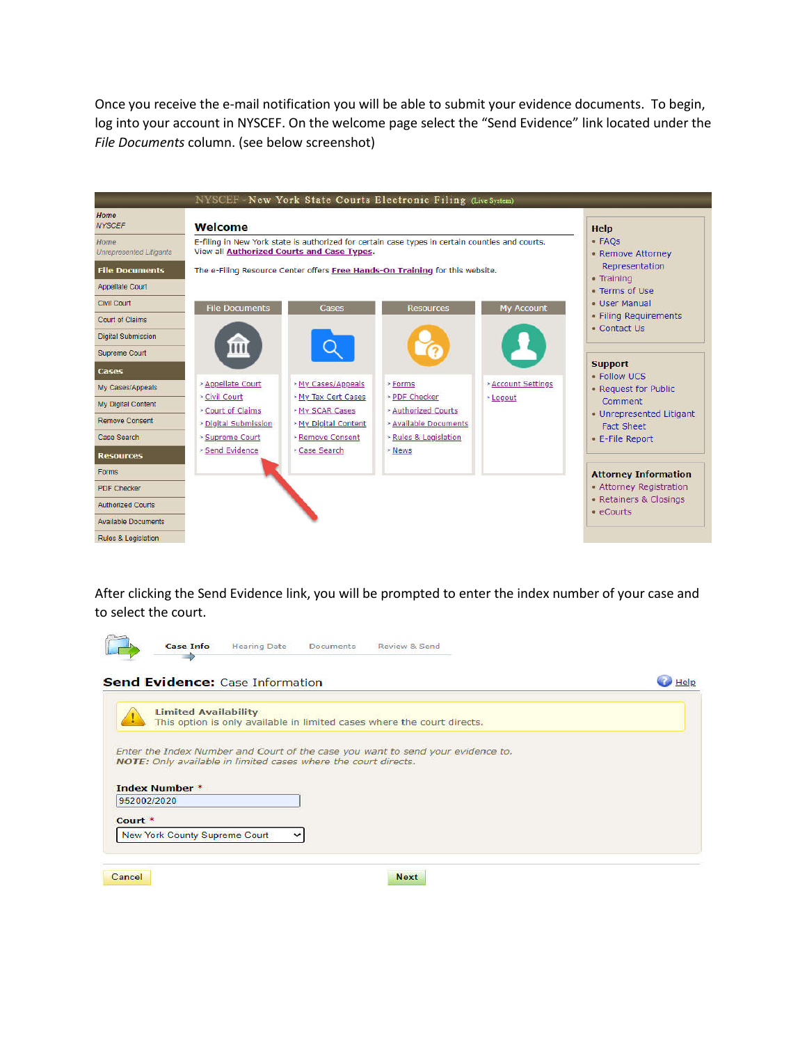Once you receive the e-mail notification you will be able to submit your evidence documents. To begin, log into your account in NYSCEF. On the welcome page select the "Send Evidence" link located under the *File Documents* column. (see below screenshot)

NYSCEF - New York State Courts Electronic Filing (Live System)

Home NYSCEF
Home Unrepresented Litigants

**File Documents**
- Appellate Court
- Civil Court
- Court of Claims
- Digital Submission
- Supreme Court

**Cases**
- My Cases/Appeals
- My Digital Content
- Remove Consent
- Case Search

**Resources**
- Forms
- PDF Checker
- Authorized Courts
- Available Documents
- Rules & Legislation

**Welcome**

E-filing in New York state is authorized for certain case types in certain counties and courts. View all **Authorized Courts and Case Types**.

The e-Filing Resource Center offers **Free Hands-On Training** for this website.

| File Documents | Cases | Resources | My Account |
|---|---|---|---|
| Appellate Court | My Cases/Appeals | Forms | Account Settings |
| Civil Court | My Tax Cert Cases | PDF Checker | Logout |
| Court of Claims | My SCAR Cases | Authorized Courts | |
| Digital Submission | My Digital Content | Available Documents | |
| Supreme Court | Remove Consent | Rules & Legislation | |
| Send Evidence | Case Search | News | |

**Help**
- FAQs
- Remove Attorney Representation
- Training
- Terms of Use
- User Manual
- Filing Requirements
- Contact Us

**Support**
- Follow UCS
- Request for Public Comment
- Unrepresented Litigant Fact Sheet
- E-File Report

**Attorney Information**
- Attorney Registration
- Retainers & Closings
- eCourts

After clicking the Send Evidence link, you will be prompted to enter the index number of your case and to select the court.

Case Info | Hearing Date | Documents | Review & Send

**Send Evidence:** Case Information | Help

**Limited Availability**
This option is only available in limited cases where the court directs.

*Enter the Index Number and Court of the case you want to send your evidence to.*
***NOTE:*** *Only available in limited cases where the court directs.*

**Index Number** *
952002/2020

**Court** *
New York County Supreme Court

Cancel | Next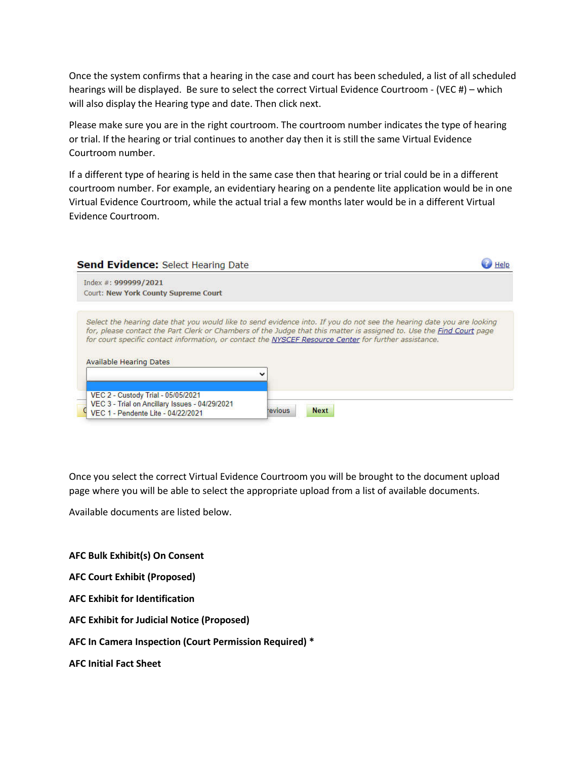Once the system confirms that a hearing in the case and court has been scheduled, a list of all scheduled hearings will be displayed. Be sure to select the correct Virtual Evidence Courtroom - (VEC #) – which will also display the Hearing type and date. Then click next.

Please make sure you are in the right courtroom. The courtroom number indicates the type of hearing or trial. If the hearing or trial continues to another day then it is still the same Virtual Evidence Courtroom number.

If a different type of hearing is held in the same case then that hearing or trial could be in a different courtroom number. For example, an evidentiary hearing on a pendente lite application would be in one Virtual Evidence Courtroom, while the actual trial a few months later would be in a different Virtual Evidence Courtroom.

**Send Evidence:** Select Hearing Date

Help

Index #: **999999/2021**
Court: **New York County Supreme Court**

*Select the hearing date that you would like to send evidence into. If you do not see the hearing date you are looking for, please contact the Part Clerk or Chambers of the Judge that this matter is assigned to. Use the Find Court page for court specific contact information, or contact the NYSCEF Resource Center for further assistance.*

Available Hearing Dates

VEC 2 - Custody Trial - 05/05/2021
VEC 3 - Trial on Ancillary Issues - 04/29/2021
VEC 1 - Pendente Lite - 04/22/2021

Previous | Next

Once you select the correct Virtual Evidence Courtroom you will be brought to the document upload page where you will be able to select the appropriate upload from a list of available documents.

Available documents are listed below.

**AFC Bulk Exhibit(s) On Consent**

**AFC Court Exhibit (Proposed)**

**AFC Exhibit for Identification**

**AFC Exhibit for Judicial Notice (Proposed)**

**AFC In Camera Inspection (Court Permission Required) ***

**AFC Initial Fact Sheet**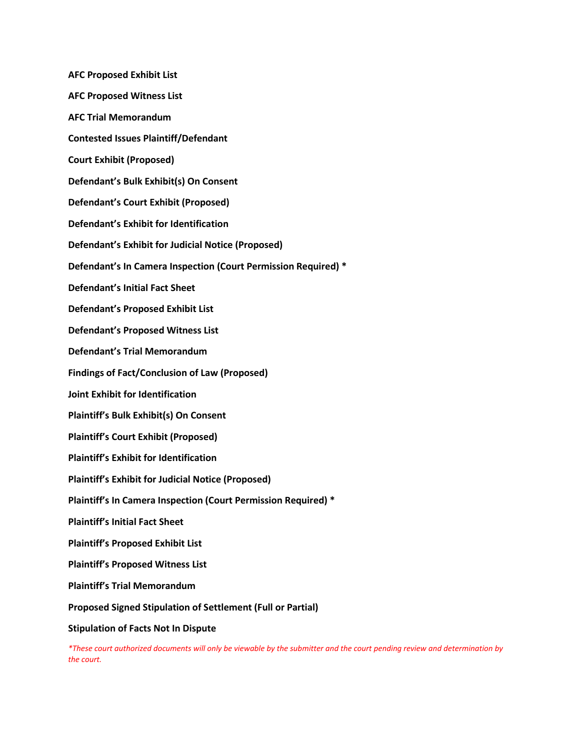**AFC Proposed Exhibit List**

**AFC Proposed Witness List**

**AFC Trial Memorandum**

**Contested Issues Plaintiff/Defendant**

**Court Exhibit (Proposed)**

**Defendant's Bulk Exhibit(s) On Consent**

**Defendant's Court Exhibit (Proposed)**

**Defendant's Exhibit for Identification**

**Defendant's Exhibit for Judicial Notice (Proposed)**

**Defendant's In Camera Inspection (Court Permission Required) ***

**Defendant's Initial Fact Sheet**

**Defendant's Proposed Exhibit List**

**Defendant's Proposed Witness List**

**Defendant's Trial Memorandum**

**Findings of Fact/Conclusion of Law (Proposed)**

**Joint Exhibit for Identification**

**Plaintiff's Bulk Exhibit(s) On Consent**

**Plaintiff's Court Exhibit (Proposed)**

**Plaintiff's Exhibit for Identification**

**Plaintiff's Exhibit for Judicial Notice (Proposed)**

**Plaintiff's In Camera Inspection (Court Permission Required) ***

**Plaintiff's Initial Fact Sheet**

**Plaintiff's Proposed Exhibit List**

**Plaintiff's Proposed Witness List**

**Plaintiff's Trial Memorandum**

**Proposed Signed Stipulation of Settlement (Full or Partial)**

**Stipulation of Facts Not In Dispute**

*\*These court authorized documents will only be viewable by the submitter and the court pending review and determination by the court.*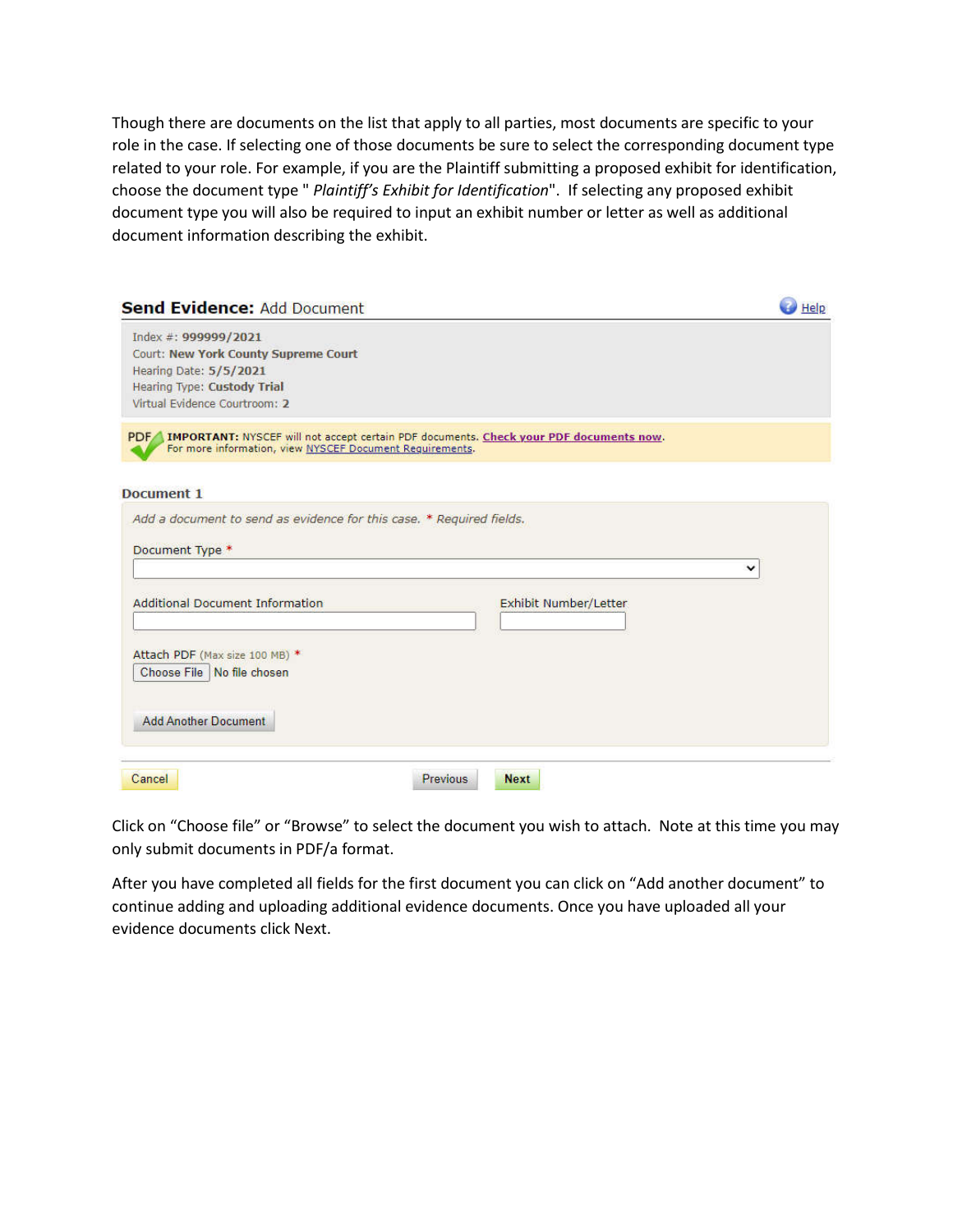Though there are documents on the list that apply to all parties, most documents are specific to your role in the case. If selecting one of those documents be sure to select the corresponding document type related to your role. For example, if you are the Plaintiff submitting a proposed exhibit for identification, choose the document type " *Plaintiff's Exhibit for Identification*". If selecting any proposed exhibit document type you will also be required to input an exhibit number or letter as well as additional document information describing the exhibit.

**Send Evidence:** Add Document — Help

Index #: **999999/2021**
Court: **New York County Supreme Court**
Hearing Date: **5/5/2021**
Hearing Type: **Custody Trial**
Virtual Evidence Courtroom: **2**

**IMPORTANT:** NYSCEF will not accept certain PDF documents. **Check your PDF documents now**.
For more information, view NYSCEF Document Requirements.

**Document 1**

*Add a document to send as evidence for this case. * Required fields.*

Document Type *

Additional Document Information | Exhibit Number/Letter

Attach PDF (Max size 100 MB) *
Choose File No file chosen

Add Another Document

Cancel | Previous | Next

Click on "Choose file" or "Browse" to select the document you wish to attach. Note at this time you may only submit documents in PDF/a format.

After you have completed all fields for the first document you can click on "Add another document" to continue adding and uploading additional evidence documents. Once you have uploaded all your evidence documents click Next.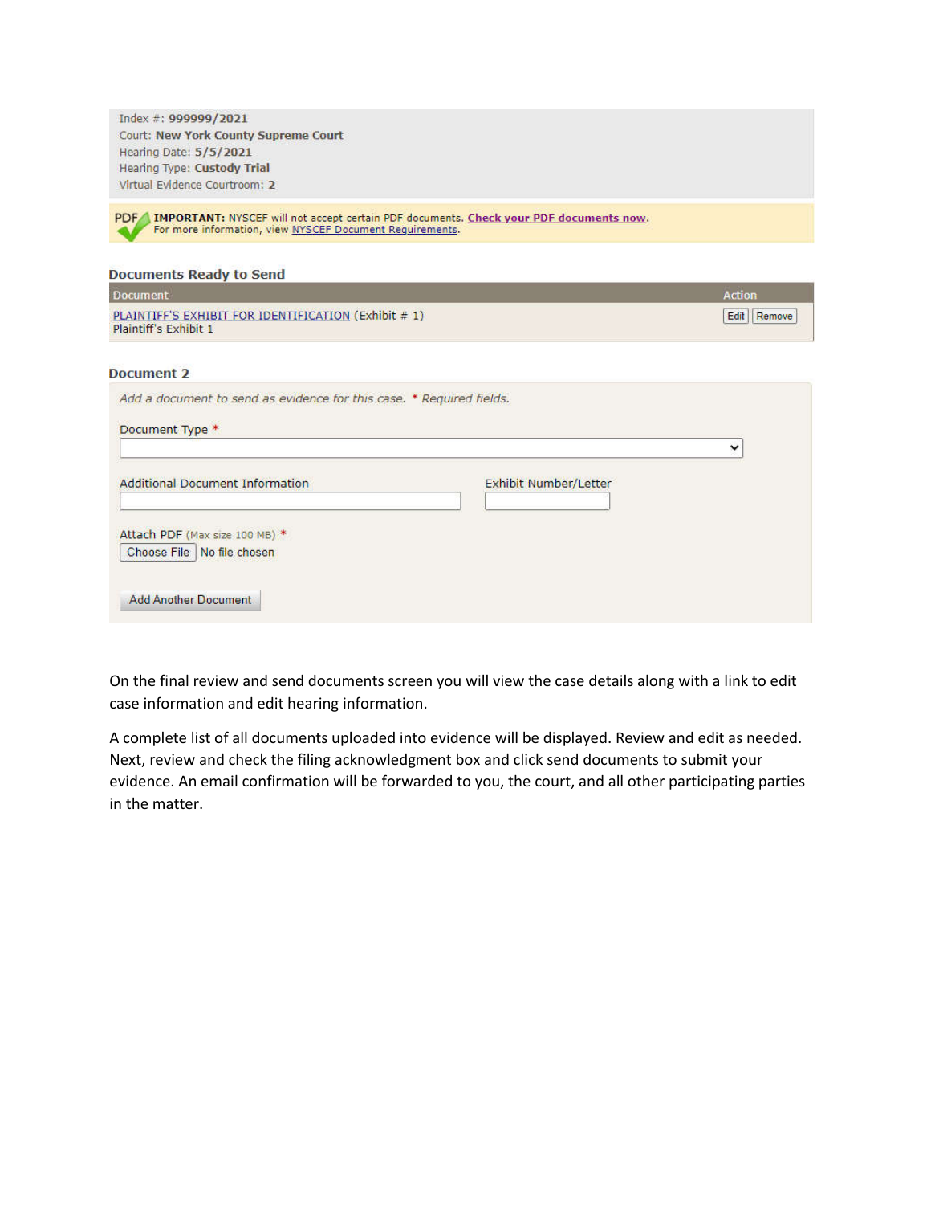Index #: **999999/2021**
Court: **New York County Supreme Court**
Hearing Date: **5/5/2021**
Hearing Type: **Custody Trial**
Virtual Evidence Courtroom: **2**

PDF **IMPORTANT:** NYSCEF will not accept certain PDF documents. Check your PDF documents now.
For more information, view NYSCEF Document Requirements.

**Documents Ready to Send**

| Document | Action |
| --- | --- |
| PLAINTIFF'S EXHIBIT FOR IDENTIFICATION (Exhibit # 1) Plaintiff's Exhibit 1 | Edit Remove |

**Document 2**

*Add a document to send as evidence for this case. * Required fields.*

Document Type *

Additional Document Information

Exhibit Number/Letter

Attach PDF (Max size 100 MB) *
Choose File No file chosen

Add Another Document

On the final review and send documents screen you will view the case details along with a link to edit case information and edit hearing information.

A complete list of all documents uploaded into evidence will be displayed. Review and edit as needed. Next, review and check the filing acknowledgment box and click send documents to submit your evidence. An email confirmation will be forwarded to you, the court, and all other participating parties in the matter.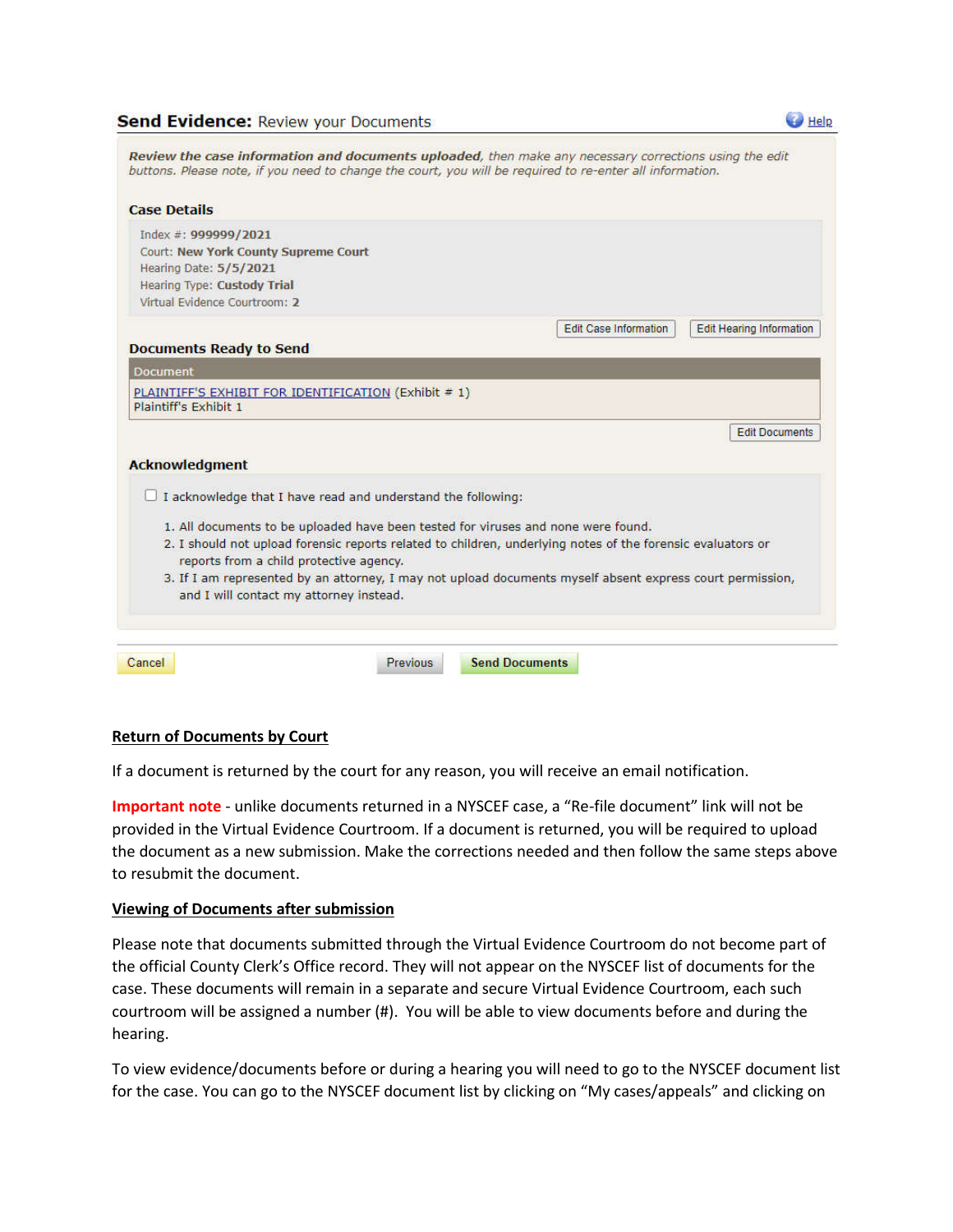**Send Evidence:** Review your Documents

Help

*Review the case information and documents uploaded, then make any necessary corrections using the edit buttons. Please note, if you need to change the court, you will be required to re-enter all information.*

**Case Details**

Index #: **999999/2021**
Court: **New York County Supreme Court**
Hearing Date: **5/5/2021**
Hearing Type: **Custody Trial**
Virtual Evidence Courtroom: **2**

Edit Case Information | Edit Hearing Information

**Documents Ready to Send**

| Document |
| --- |
| PLAINTIFF'S EXHIBIT FOR IDENTIFICATION (Exhibit # 1) Plaintiff's Exhibit 1 |

Edit Documents

**Acknowledgment**

☐ I acknowledge that I have read and understand the following:

1. All documents to be uploaded have been tested for viruses and none were found.
2. I should not upload forensic reports related to children, underlying notes of the forensic evaluators or reports from a child protective agency.
3. If I am represented by an attorney, I may not upload documents myself absent express court permission, and I will contact my attorney instead.

Cancel | Previous | Send Documents

**Return of Documents by Court**

If a document is returned by the court for any reason, you will receive an email notification.

**Important note** - unlike documents returned in a NYSCEF case, a "Re-file document" link will not be provided in the Virtual Evidence Courtroom. If a document is returned, you will be required to upload the document as a new submission. Make the corrections needed and then follow the same steps above to resubmit the document.

**Viewing of Documents after submission**

Please note that documents submitted through the Virtual Evidence Courtroom do not become part of the official County Clerk's Office record. They will not appear on the NYSCEF list of documents for the case. These documents will remain in a separate and secure Virtual Evidence Courtroom, each such courtroom will be assigned a number (#). You will be able to view documents before and during the hearing.

To view evidence/documents before or during a hearing you will need to go to the NYSCEF document list for the case. You can go to the NYSCEF document list by clicking on "My cases/appeals" and clicking on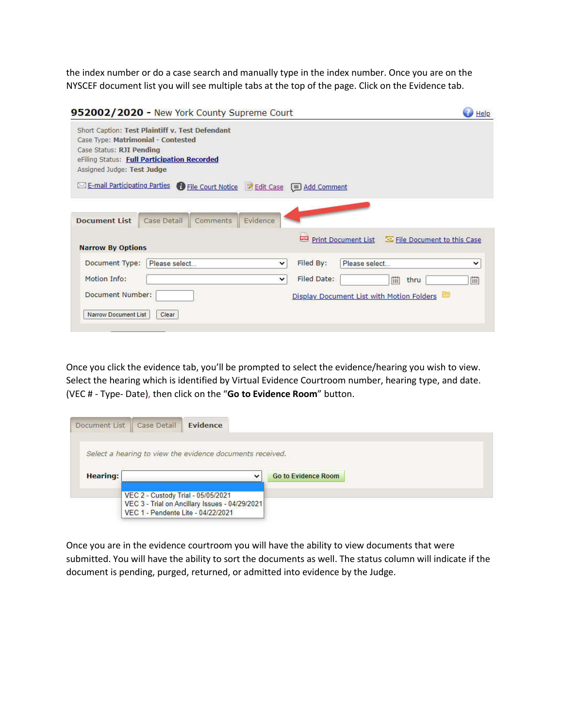the index number or do a case search and manually type in the index number. Once you are on the NYSCEF document list you will see multiple tabs at the top of the page. Click on the Evidence tab.

Once you click the evidence tab, you'll be prompted to select the evidence/hearing you wish to view. Select the hearing which is identified by Virtual Evidence Courtroom number, hearing type, and date. (VEC # - Type- Date), then click on the "**Go to Evidence Room**" button.

Once you are in the evidence courtroom you will have the ability to view documents that were submitted. You will have the ability to sort the documents as well. The status column will indicate if the document is pending, purged, returned, or admitted into evidence by the Judge.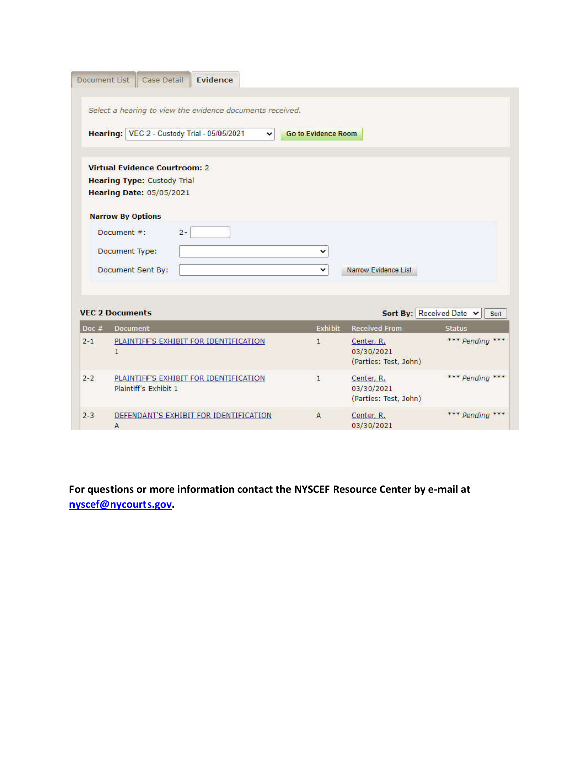Document List | Case Detail | **Evidence**

*Select a hearing to view the evidence documents received.*

**Hearing:** VEC 2 - Custody Trial - 05/05/2021 | Go to Evidence Room

**Virtual Evidence Courtroom:** 2
**Hearing Type:** Custody Trial
**Hearing Date:** 05/05/2021

**Narrow By Options**

Document #: 2-

Document Type:

Document Sent By: | Narrow Evidence List

**VEC 2 Documents** | **Sort By:** Received Date | Sort

| Doc # | Document | Exhibit | Received From | Status |
| --- | --- | --- | --- | --- |
| 2-1 | PLAINTIFF'S EXHIBIT FOR IDENTIFICATION 1 | 1 | Center, R. 03/30/2021 (Parties: Test, John) | *** *Pending* *** |
| 2-2 | PLAINTIFF'S EXHIBIT FOR IDENTIFICATION Plaintiff's Exhibit 1 | 1 | Center, R. 03/30/2021 (Parties: Test, John) | *** *Pending* *** |
| 2-3 | DEFENDANT'S EXHIBIT FOR IDENTIFICATION A | A | Center, R. 03/30/2021 | *** *Pending* *** |

**For questions or more information contact the NYSCEF Resource Center by e-mail at nyscef@nycourts.gov.**